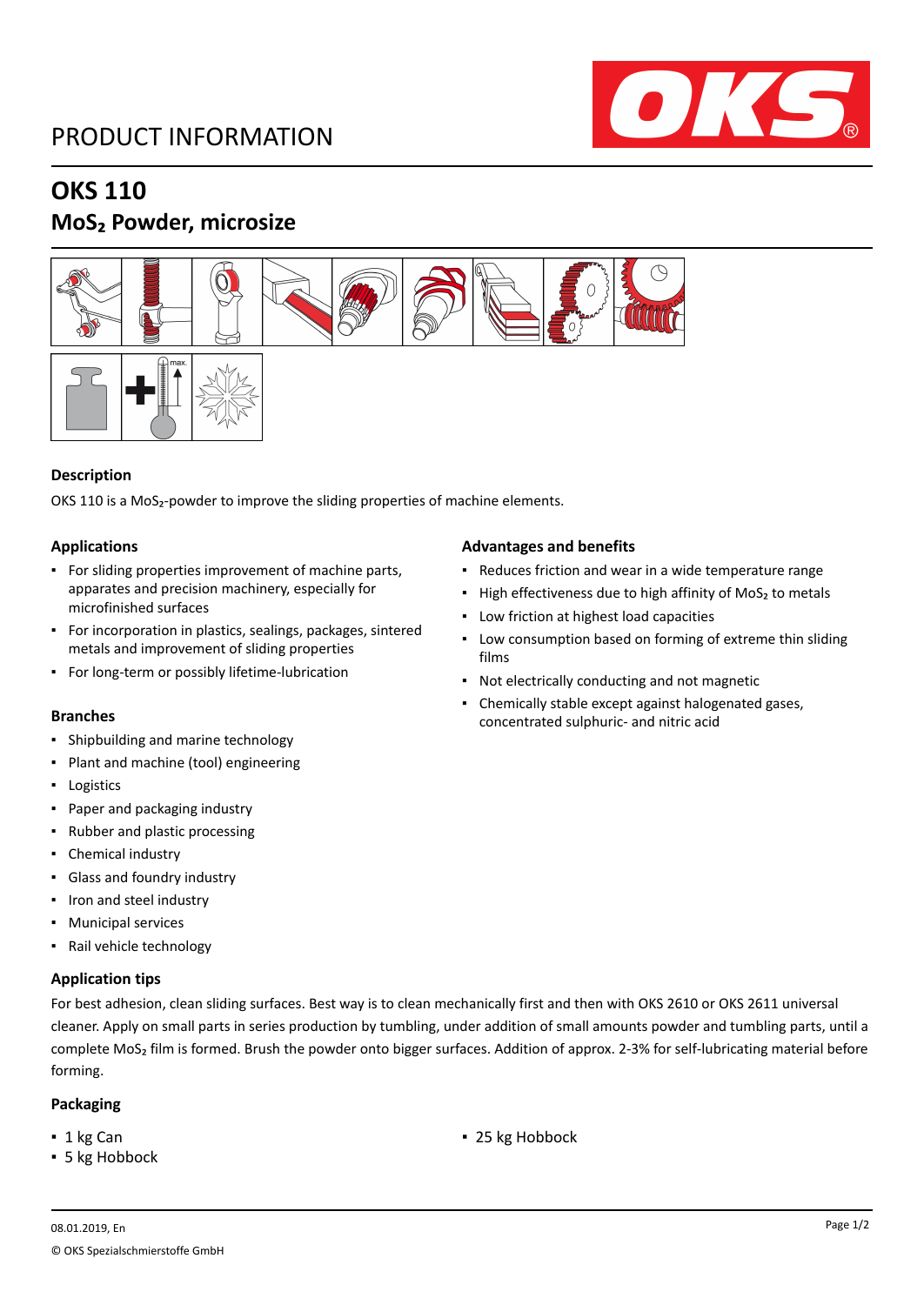# PRODUCT INFORMATION

## OKS 110

## $MoS_2$ Powder, microsize

### Description

OKS 110 is a $MoS_2$-powder to improve the sliding properties of machine elements.

### Applications

- For sliding properties improvement of machine parts, apparates and precision machinery, especially for microfinished surfaces
- For incorporation in plastics, sealings, packages, sintered metals and improvement of sliding properties
- For long-term or possibly lifetime-lubrication

### Branches

- Shipbuilding and marine technology
- Plant and machine (tool) engineering
- Logistics
- Paper and packaging industry
- Rubber and plastic processing
- Chemical industry
- Glass and foundry industry
- Iron and steel industry
- Municipal services
- Rail vehicle technology

### Advantages and benefits

- Reduces friction and wear in a wide temperature range
- High effectiveness due to high affinity of $MoS_2$ to metals
- Low friction at highest load capacities
- Low consumption based on forming of extreme thin sliding films
- Not electrically conducting and not magnetic
- Chemically stable except against halogenated gases, concentrated sulphuric- and nitric acid

### Application tips

For best adhesion, clean sliding surfaces. Best way is to clean mechanically first and then with OKS 2610 or OKS 2611 universal cleaner. Apply on small parts in series production by tumbling, under addition of small amounts powder and tumbling parts, until a complete $MoS_2$ film is formed. Brush the powder onto bigger surfaces. Addition of approx. 2-3% for self-lubricating material before forming.

### Packaging

- 1 kg Can
- 5 kg Hobbock
- 25 kg Hobbock

08.01.2019, En

© OKS Spezialschmierstoffe GmbH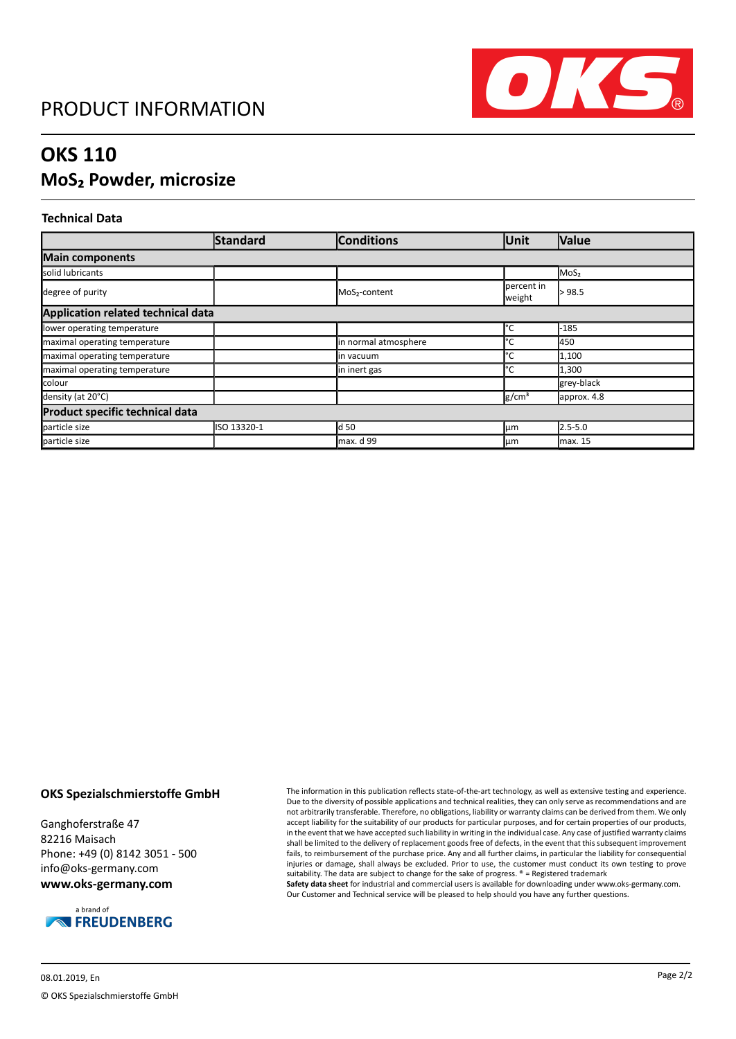# PRODUCT INFORMATION

## OKS 110

## $MoS_2$ Powder, microsize

### Technical Data

| | Standard | Conditions | Unit | Value |
|---|---|---|---|---|
| **Main components** | | | | |
| solid lubricants | | | | $MoS_2$ |
| degree of purity | | $MoS_2$-content | percent in weight | > 98.5 |
| **Application related technical data** | | | | |
| lower operating temperature | | | °C | -185 |
| maximal operating temperature | | in normal atmosphere | °C | 450 |
| maximal operating temperature | | in vacuum | °C | 1,100 |
| maximal operating temperature | | in inert gas | °C | 1,300 |
| colour | | | | grey-black |
| density (at 20°C) | | | $g/cm^3$ | approx. 4.8 |
| **Product specific technical data** | | | | |
| particle size | ISO 13320-1 | d 50 | µm | 2.5-5.0 |
| particle size | | max. d 99 | µm | max. 15 |

**OKS Spezialschmierstoffe GmbH**

Ganghoferstraße 47
82216 Maisach
Phone: +49 (0) 8142 3051 - 500
info@oks-germany.com
**www.oks-germany.com**

a brand of FREUDENBERG

The information in this publication reflects state-of-the-art technology, as well as extensive testing and experience. Due to the diversity of possible applications and technical realities, they can only serve as recommendations and are not arbitrarily transferable. Therefore, no obligations, liability or warranty claims can be derived from them. We only accept liability for the suitability of our products for particular purposes, and for certain properties of our products, in the event that we have accepted such liability in writing in the individual case. Any case of justified warranty claims shall be limited to the delivery of replacement goods free of defects, in the event that this subsequent improvement fails, to reimbursement of the purchase price. Any and all further claims, in particular the liability for consequential injuries or damage, shall always be excluded. Prior to use, the customer must conduct its own testing to prove suitability. The data are subject to change for the sake of progress. ® = Registered trademark
**Safety data sheet** for industrial and commercial users is available for downloading under www.oks-germany.com. Our Customer and Technical service will be pleased to help should you have any further questions.

08.01.2019, En

© OKS Spezialschmierstoffe GmbH